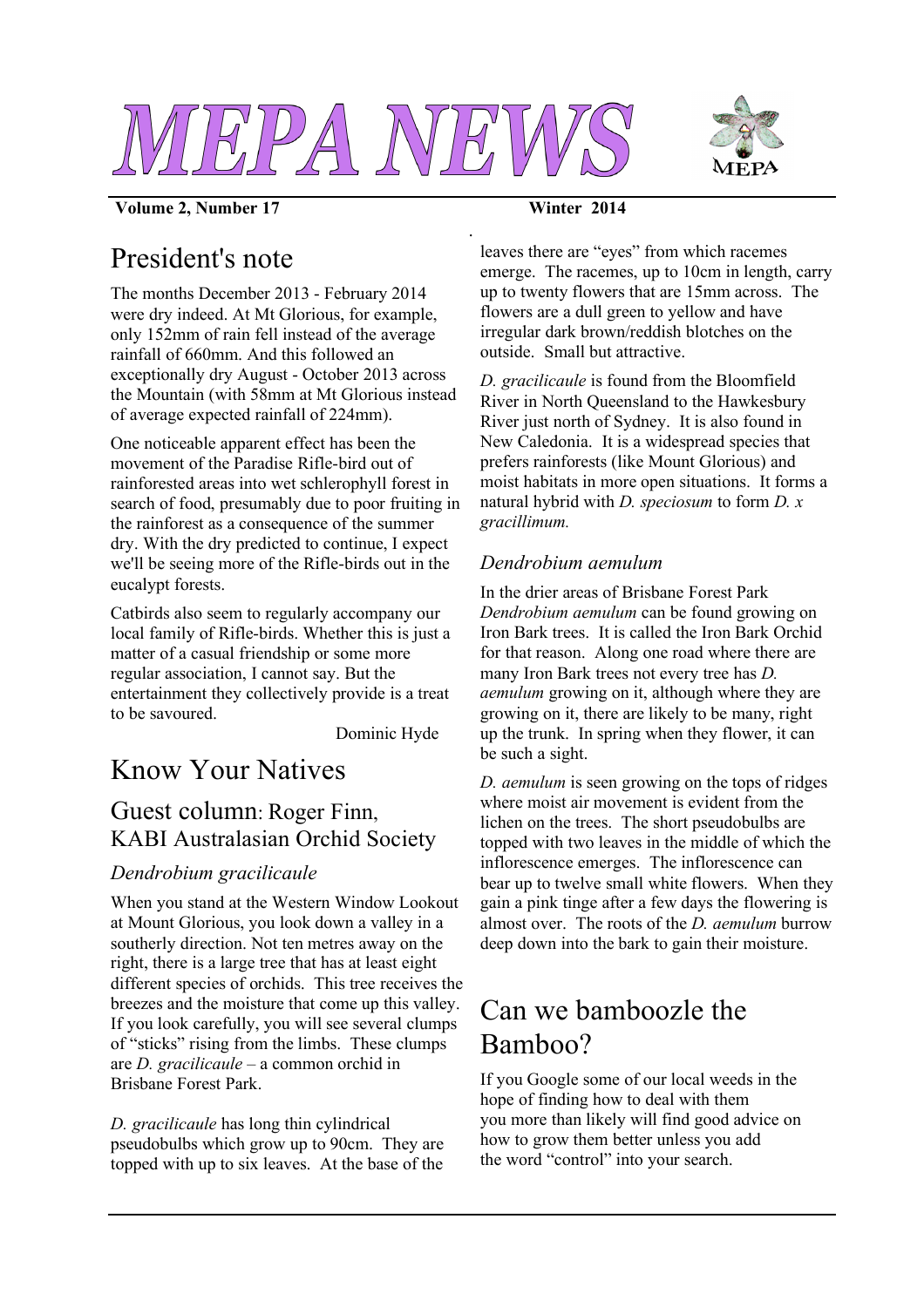# MEPA NEWS

**Volume 2, Number 17** **Winter 2014**

## President's note

The months December 2013 - February 2014 were dry indeed. At Mt Glorious, for example, only 152mm of rain fell instead of the average rainfall of 660mm. And this followed an exceptionally dry August - October 2013 across the Mountain (with 58mm at Mt Glorious instead of average expected rainfall of 224mm).

One noticeable apparent effect has been the movement of the Paradise Rifle-bird out of rainforested areas into wet schlerophyll forest in search of food, presumably due to poor fruiting in the rainforest as a consequence of the summer dry. With the dry predicted to continue, I expect we'll be seeing more of the Rifle-birds out in the eucalypt forests.

Catbirds also seem to regularly accompany our local family of Rifle-birds. Whether this is just a matter of a casual friendship or some more regular association, I cannot say. But the entertainment they collectively provide is a treat to be savoured.

Dominic Hyde

## Know Your Natives

### Guest column: Roger Finn, KABI Australasian Orchid Society

#### *Dendrobium gracilicaule*

When you stand at the Western Window Lookout at Mount Glorious, you look down a valley in a southerly direction. Not ten metres away on the right, there is a large tree that has at least eight different species of orchids. This tree receives the breezes and the moisture that come up this valley. If you look carefully, you will see several clumps of "sticks" rising from the limbs. These clumps are *D. gracilicaule* – a common orchid in Brisbane Forest Park.

*D. gracilicaule* has long thin cylindrical pseudobulbs which grow up to 90cm. They are topped with up to six leaves. At the base of the leaves there are "eyes" from which racemes emerge. The racemes, up to 10cm in length, carry up to twenty flowers that are 15mm across. The flowers are a dull green to yellow and have irregular dark brown/reddish blotches on the outside. Small but attractive.

*D. gracilicaule* is found from the Bloomfield River in North Queensland to the Hawkesbury River just north of Sydney. It is also found in New Caledonia. It is a widespread species that prefers rainforests (like Mount Glorious) and moist habitats in more open situations. It forms a natural hybrid with *D. speciosum* to form *D. x gracillimum.*

#### *Dendrobium aemulum*

In the drier areas of Brisbane Forest Park *Dendrobium aemulum* can be found growing on Iron Bark trees. It is called the Iron Bark Orchid for that reason. Along one road where there are many Iron Bark trees not every tree has *D. aemulum* growing on it, although where they are growing on it, there are likely to be many, right up the trunk. In spring when they flower, it can be such a sight.

*D. aemulum* is seen growing on the tops of ridges where moist air movement is evident from the lichen on the trees. The short pseudobulbs are topped with two leaves in the middle of which the inflorescence emerges. The inflorescence can bear up to twelve small white flowers. When they gain a pink tinge after a few days the flowering is almost over. The roots of the *D. aemulum* burrow deep down into the bark to gain their moisture.

## Can we bamboozle the Bamboo?

If you Google some of our local weeds in the hope of finding how to deal with them you more than likely will find good advice on how to grow them better unless you add the word "control" into your search.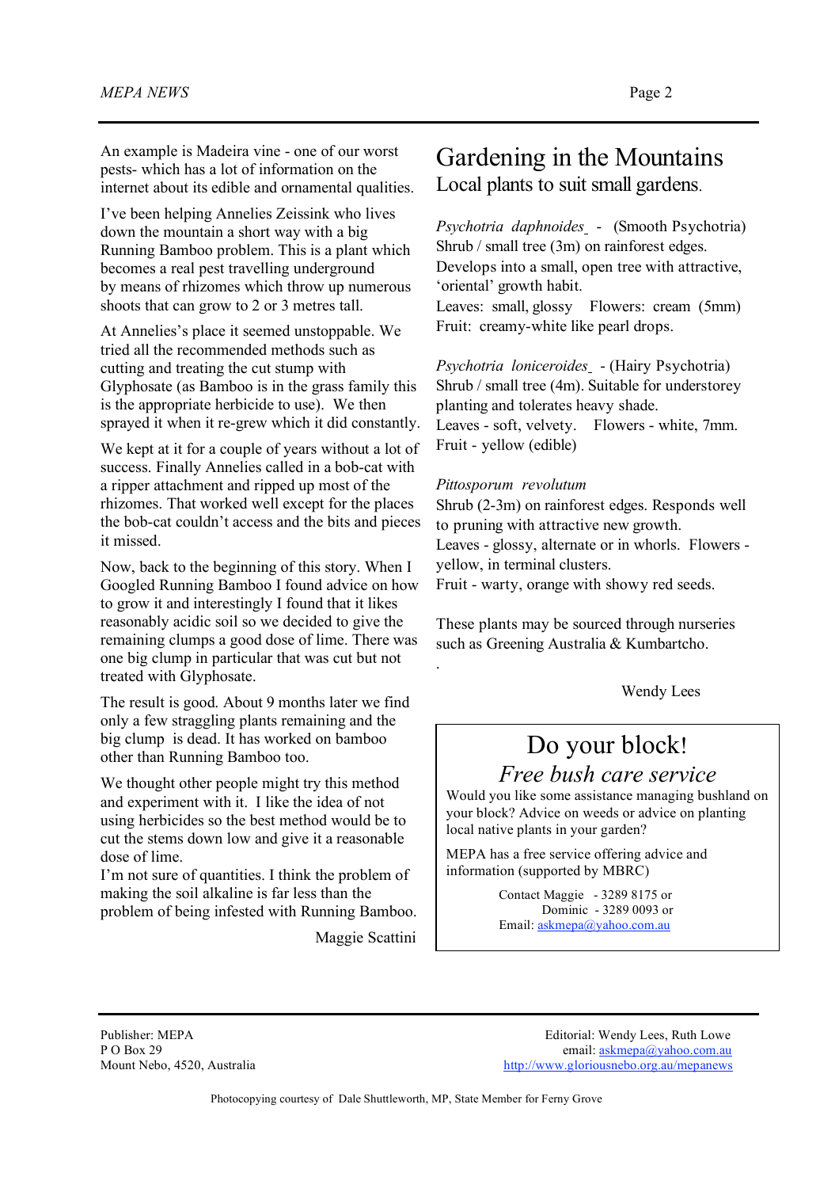An example is Madeira vine - one of our worst pests- which has a lot of information on the internet about its edible and ornamental qualities.

I've been helping Annelies Zeissink who lives down the mountain a short way with a big Running Bamboo problem. This is a plant which becomes a real pest travelling underground by means of rhizomes which throw up numerous shoots that can grow to 2 or 3 metres tall.

At Annelies's place it seemed unstoppable. We tried all the recommended methods such as cutting and treating the cut stump with Glyphosate (as Bamboo is in the grass family this is the appropriate herbicide to use). We then sprayed it when it re-grew which it did constantly.

We kept at it for a couple of years without a lot of success. Finally Annelies called in a bob-cat with a ripper attachment and ripped up most of the rhizomes. That worked well except for the places the bob-cat couldn't access and the bits and pieces it missed.

Now, back to the beginning of this story. When I Googled Running Bamboo I found advice on how to grow it and interestingly I found that it likes reasonably acidic soil so we decided to give the remaining clumps a good dose of lime. There was one big clump in particular that was cut but not treated with Glyphosate.

The result is good. About 9 months later we find only a few straggling plants remaining and the big clump is dead. It has worked on bamboo other than Running Bamboo too.

We thought other people might try this method and experiment with it. I like the idea of not using herbicides so the best method would be to cut the stems down low and give it a reasonable dose of lime.
I'm not sure of quantities. I think the problem of making the soil alkaline is far less than the problem of being infested with Running Bamboo.

Maggie Scattini

# Gardening in the Mountains

## Local plants to suit small gardens.

*Psychotria daphnoides* - (Smooth Psychotria)
Shrub / small tree (3m) on rainforest edges.
Develops into a small, open tree with attractive, 'oriental' growth habit.
Leaves: small, glossy Flowers: cream (5mm)
Fruit: creamy-white like pearl drops.

*Psychotria loniceroides* - (Hairy Psychotria)
Shrub / small tree (4m). Suitable for understorey planting and tolerates heavy shade.
Leaves - soft, velvety. Flowers - white, 7mm.
Fruit - yellow (edible)

*Pittosporum revolutum*
Shrub (2-3m) on rainforest edges. Responds well to pruning with attractive new growth.
Leaves - glossy, alternate or in whorls. Flowers - yellow, in terminal clusters.
Fruit - warty, orange with showy red seeds.

These plants may be sourced through nurseries such as Greening Australia & Kumbartcho.

.

Wendy Lees

# Do your block!

## *Free bush care service*

Would you like some assistance managing bushland on your block? Advice on weeds or advice on planting local native plants in your garden?

MEPA has a free service offering advice and information (supported by MBRC)

Contact Maggie - 3289 8175 or
Dominic - 3289 0093 or
Email: askmepa@yahoo.com.au

Publisher: MEPA
P O Box 29
Mount Nebo, 4520, Australia

Editorial: Wendy Lees, Ruth Lowe
email: askmepa@yahoo.com.au
http://www.gloriousnebo.org.au/mepanews

Photocopying courtesy of Dale Shuttleworth, MP, State Member for Ferny Grove